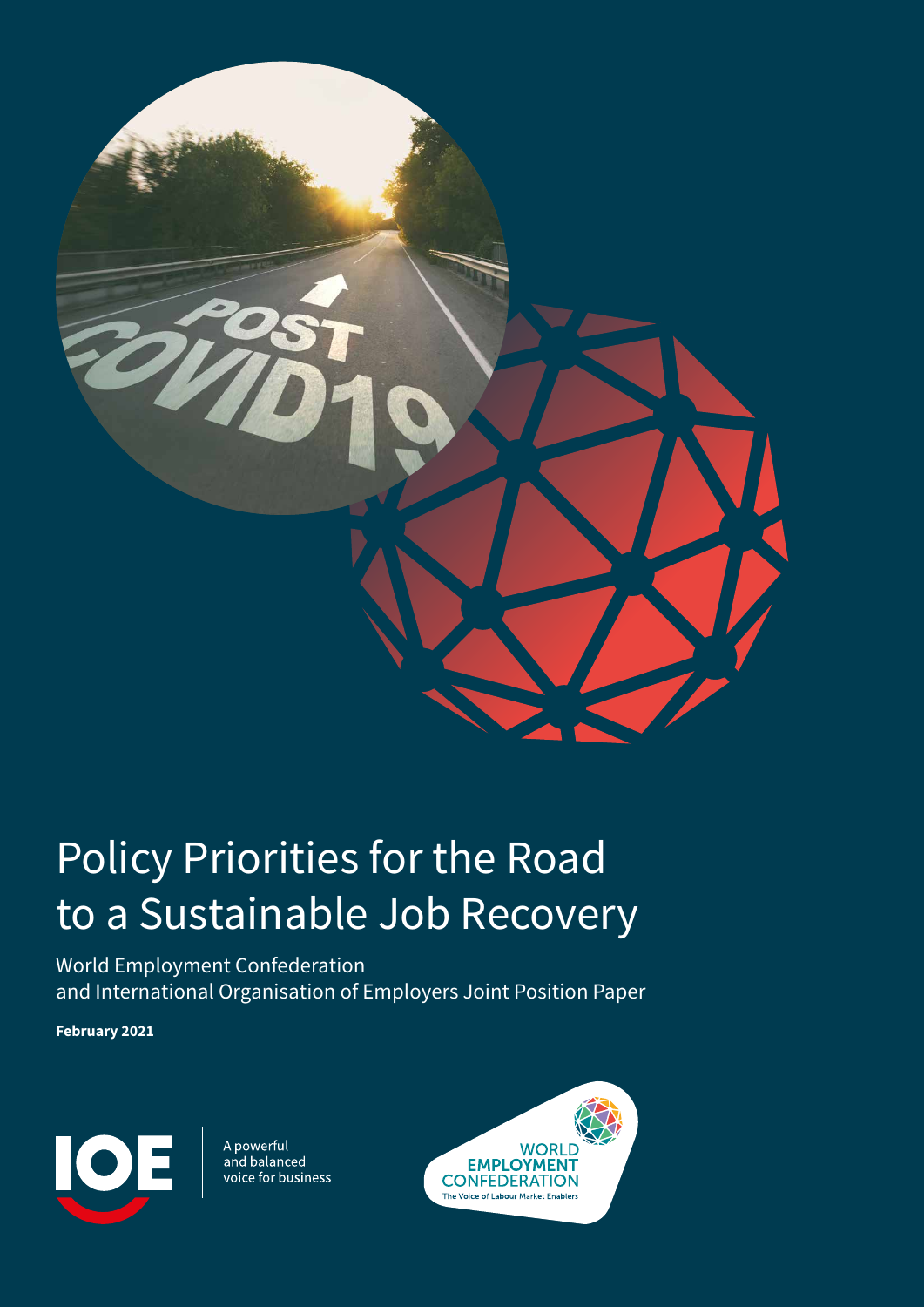# Policy Priorities for the Road to a Sustainable Job Recovery

World Employment Confederation and International Organisation of Employers Joint Position Paper

**February 2021**

IOE

A powerful and balanced voice for business

WORLD EMPLOYMENT CONFEDERATION

The Voice of Labour Market Enablers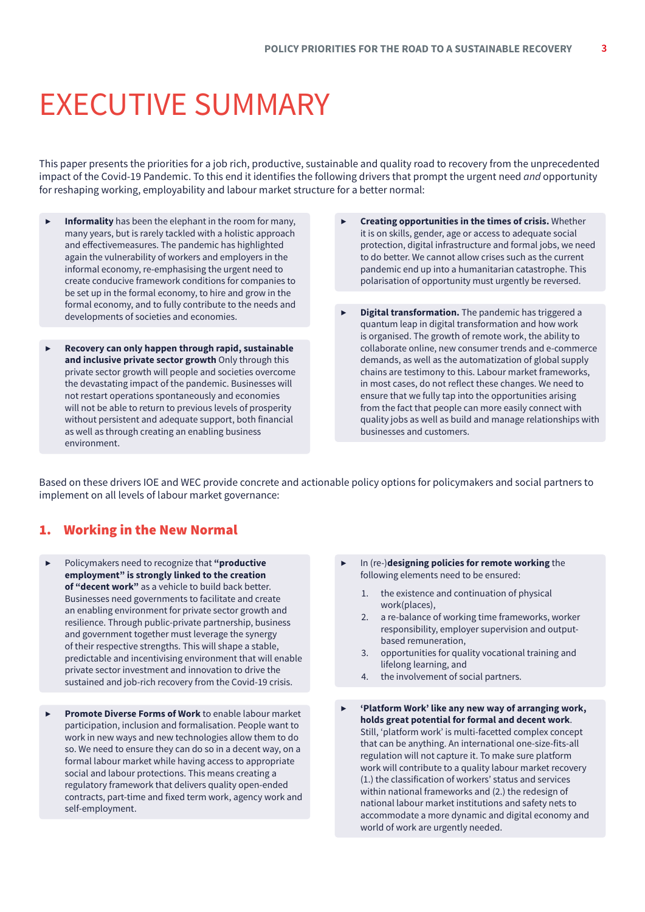# EXECUTIVE SUMMARY

This paper presents the priorities for a job rich, productive, sustainable and quality road to recovery from the unprecedented impact of the Covid-19 Pandemic. To this end it identifies the following drivers that prompt the urgent need *and* opportunity for reshaping working, employability and labour market structure for a better normal:

- **Informality** has been the elephant in the room for many, many years, but is rarely tackled with a holistic approach and effectivemeasures. The pandemic has highlighted again the vulnerability of workers and employers in the informal economy, re-emphasising the urgent need to create conducive framework conditions for companies to be set up in the formal economy, to hire and grow in the formal economy, and to fully contribute to the needs and developments of societies and economies.

- **Recovery can only happen through rapid, sustainable and inclusive private sector growth** Only through this private sector growth will people and societies overcome the devastating impact of the pandemic. Businesses will not restart operations spontaneously and economies will not be able to return to previous levels of prosperity without persistent and adequate support, both financial as well as through creating an enabling business environment.

- **Creating opportunities in the times of crisis.** Whether it is on skills, gender, age or access to adequate social protection, digital infrastructure and formal jobs, we need to do better. We cannot allow crises such as the current pandemic end up into a humanitarian catastrophe. This polarisation of opportunity must urgently be reversed.

- **Digital transformation.** The pandemic has triggered a quantum leap in digital transformation and how work is organised. The growth of remote work, the ability to collaborate online, new consumer trends and e-commerce demands, as well as the automatization of global supply chains are testimony to this. Labour market frameworks, in most cases, do not reflect these changes. We need to ensure that we fully tap into the opportunities arising from the fact that people can more easily connect with quality jobs as well as build and manage relationships with businesses and customers.

Based on these drivers IOE and WEC provide concrete and actionable policy options for policymakers and social partners to implement on all levels of labour market governance:

## 1. Working in the New Normal

- Policymakers need to recognize that **"productive employment" is strongly linked to the creation of "decent work"** as a vehicle to build back better. Businesses need governments to facilitate and create an enabling environment for private sector growth and resilience. Through public-private partnership, business and government together must leverage the synergy of their respective strengths. This will shape a stable, predictable and incentivising environment that will enable private sector investment and innovation to drive the sustained and job-rich recovery from the Covid-19 crisis.

- **Promote Diverse Forms of Work** to enable labour market participation, inclusion and formalisation. People want to work in new ways and new technologies allow them to do so. We need to ensure they can do so in a decent way, on a formal labour market while having access to appropriate social and labour protections. This means creating a regulatory framework that delivers quality open-ended contracts, part-time and fixed term work, agency work and self-employment.

- In (re-)**designing policies for remote working** the following elements need to be ensured:
  1. the existence and continuation of physical work(places),
  2. a re-balance of working time frameworks, worker responsibility, employer supervision and output-based remuneration,
  3. opportunities for quality vocational training and lifelong learning, and
  4. the involvement of social partners.

- **'Platform Work' like any new way of arranging work, holds great potential for formal and decent work**. Still, 'platform work' is multi-facetted complex concept that can be anything. An international one-size-fits-all regulation will not capture it. To make sure platform work will contribute to a quality labour market recovery (1.) the classification of workers' status and services within national frameworks and (2.) the redesign of national labour market institutions and safety nets to accommodate a more dynamic and digital economy and world of work are urgently needed.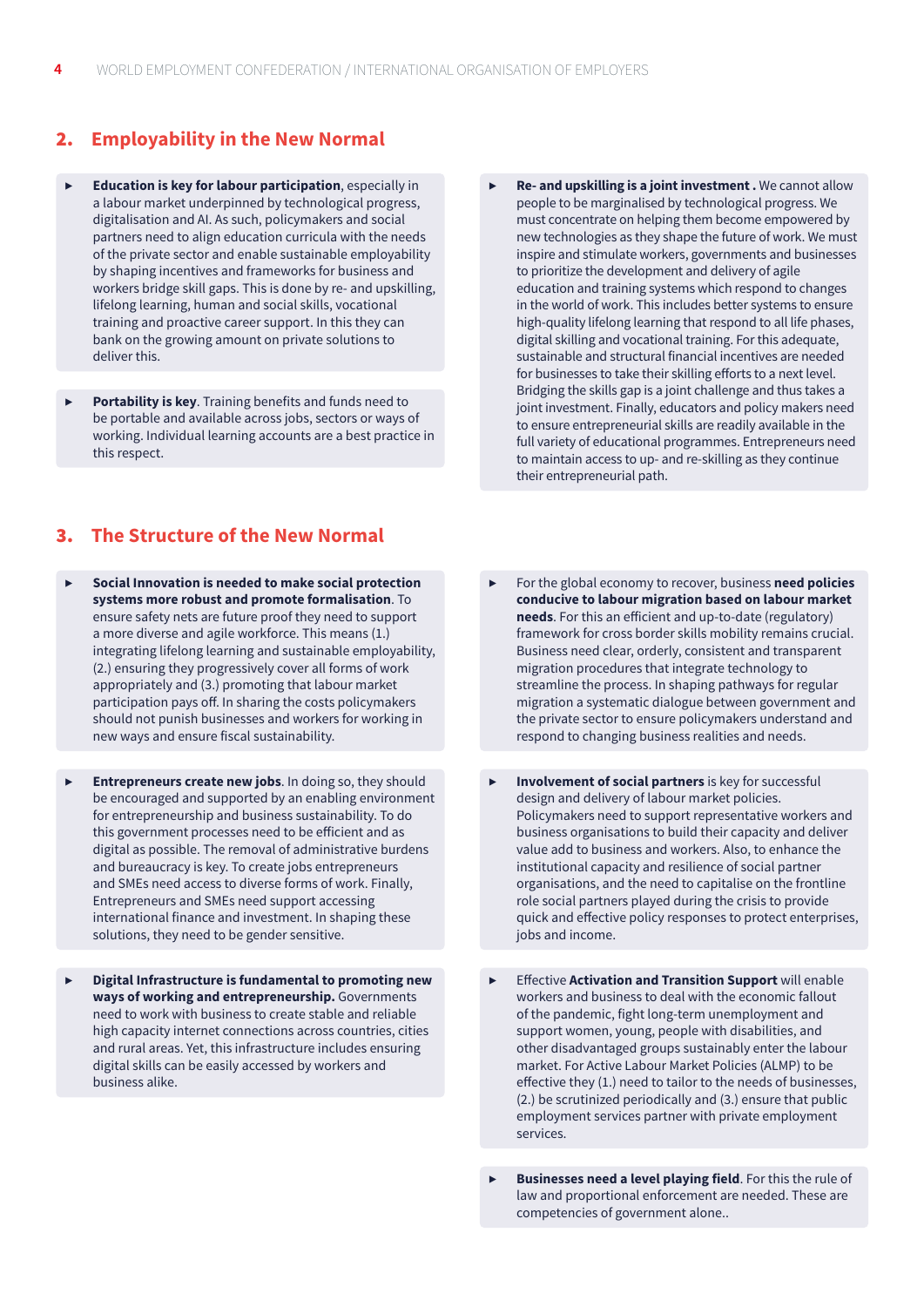## 2. Employability in the New Normal

- **Education is key for labour participation**, especially in a labour market underpinned by technological progress, digitalisation and AI. As such, policymakers and social partners need to align education curricula with the needs of the private sector and enable sustainable employability by shaping incentives and frameworks for business and workers bridge skill gaps. This is done by re- and upskilling, lifelong learning, human and social skills, vocational training and proactive career support. In this they can bank on the growing amount on private solutions to deliver this.

- **Portability is key**. Training benefits and funds need to be portable and available across jobs, sectors or ways of working. Individual learning accounts are a best practice in this respect.

- **Re- and upskilling is a joint investment .** We cannot allow people to be marginalised by technological progress. We must concentrate on helping them become empowered by new technologies as they shape the future of work. We must inspire and stimulate workers, governments and businesses to prioritize the development and delivery of agile education and training systems which respond to changes in the world of work. This includes better systems to ensure high-quality lifelong learning that respond to all life phases, digital skilling and vocational training. For this adequate, sustainable and structural financial incentives are needed for businesses to take their skilling efforts to a next level. Bridging the skills gap is a joint challenge and thus takes a joint investment. Finally, educators and policy makers need to ensure entrepreneurial skills are readily available in the full variety of educational programmes. Entrepreneurs need to maintain access to up- and re-skilling as they continue their entrepreneurial path.

## 3. The Structure of the New Normal

- **Social Innovation is needed to make social protection systems more robust and promote formalisation**. To ensure safety nets are future proof they need to support a more diverse and agile workforce. This means (1.) integrating lifelong learning and sustainable employability, (2.) ensuring they progressively cover all forms of work appropriately and (3.) promoting that labour market participation pays off. In sharing the costs policymakers should not punish businesses and workers for working in new ways and ensure fiscal sustainability.

- **Entrepreneurs create new jobs**. In doing so, they should be encouraged and supported by an enabling environment for entrepreneurship and business sustainability. To do this government processes need to be efficient and as digital as possible. The removal of administrative burdens and bureaucracy is key. To create jobs entrepreneurs and SMEs need access to diverse forms of work. Finally, Entrepreneurs and SMEs need support accessing international finance and investment. In shaping these solutions, they need to be gender sensitive.

- **Digital Infrastructure is fundamental to promoting new ways of working and entrepreneurship.** Governments need to work with business to create stable and reliable high capacity internet connections across countries, cities and rural areas. Yet, this infrastructure includes ensuring digital skills can be easily accessed by workers and business alike.

- For the global economy to recover, business **need policies conducive to labour migration based on labour market needs**. For this an efficient and up-to-date (regulatory) framework for cross border skills mobility remains crucial. Business need clear, orderly, consistent and transparent migration procedures that integrate technology to streamline the process. In shaping pathways for regular migration a systematic dialogue between government and the private sector to ensure policymakers understand and respond to changing business realities and needs.

- **Involvement of social partners** is key for successful design and delivery of labour market policies. Policymakers need to support representative workers and business organisations to build their capacity and deliver value add to business and workers. Also, to enhance the institutional capacity and resilience of social partner organisations, and the need to capitalise on the frontline role social partners played during the crisis to provide quick and effective policy responses to protect enterprises, jobs and income.

- Effective **Activation and Transition Support** will enable workers and business to deal with the economic fallout of the pandemic, fight long-term unemployment and support women, young, people with disabilities, and other disadvantaged groups sustainably enter the labour market. For Active Labour Market Policies (ALMP) to be effective they (1.) need to tailor to the needs of businesses, (2.) be scrutinized periodically and (3.) ensure that public employment services partner with private employment services.

- **Businesses need a level playing field**. For this the rule of law and proportional enforcement are needed. These are competencies of government alone..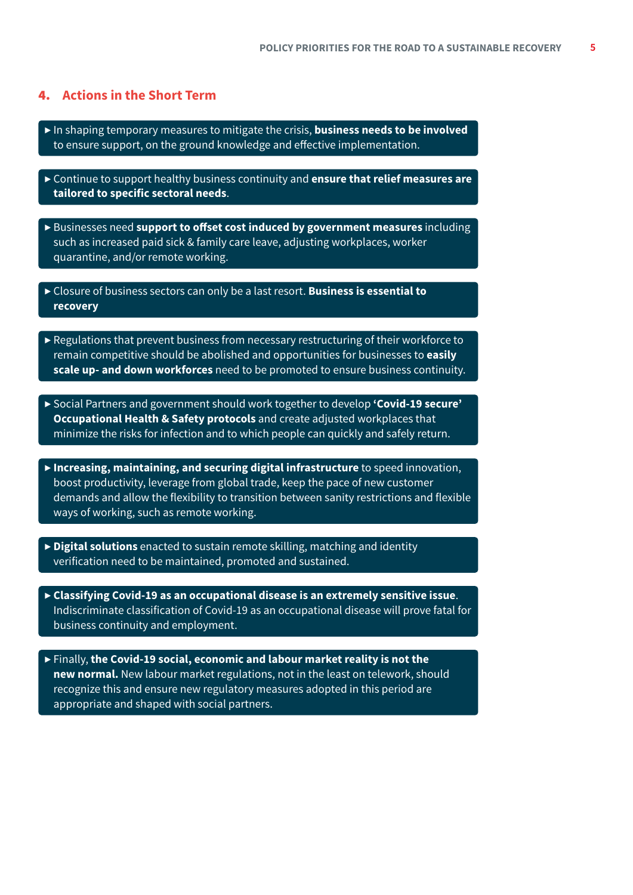## 4. Actions in the Short Term

- In shaping temporary measures to mitigate the crisis, **business needs to be involved** to ensure support, on the ground knowledge and effective implementation.

- Continue to support healthy business continuity and **ensure that relief measures are tailored to specific sectoral needs**.

- Businesses need **support to offset cost induced by government measures** including such as increased paid sick & family care leave, adjusting workplaces, worker quarantine, and/or remote working.

- Closure of business sectors can only be a last resort. **Business is essential to recovery**

- Regulations that prevent business from necessary restructuring of their workforce to remain competitive should be abolished and opportunities for businesses to **easily scale up- and down workforces** need to be promoted to ensure business continuity.

- Social Partners and government should work together to develop **'Covid-19 secure' Occupational Health & Safety protocols** and create adjusted workplaces that minimize the risks for infection and to which people can quickly and safely return.

- **Increasing, maintaining, and securing digital infrastructure** to speed innovation, boost productivity, leverage from global trade, keep the pace of new customer demands and allow the flexibility to transition between sanity restrictions and flexible ways of working, such as remote working.

- **Digital solutions** enacted to sustain remote skilling, matching and identity verification need to be maintained, promoted and sustained.

- **Classifying Covid-19 as an occupational disease is an extremely sensitive issue**. Indiscriminate classification of Covid-19 as an occupational disease will prove fatal for business continuity and employment.

- Finally, **the Covid-19 social, economic and labour market reality is not the new normal.** New labour market regulations, not in the least on telework, should recognize this and ensure new regulatory measures adopted in this period are appropriate and shaped with social partners.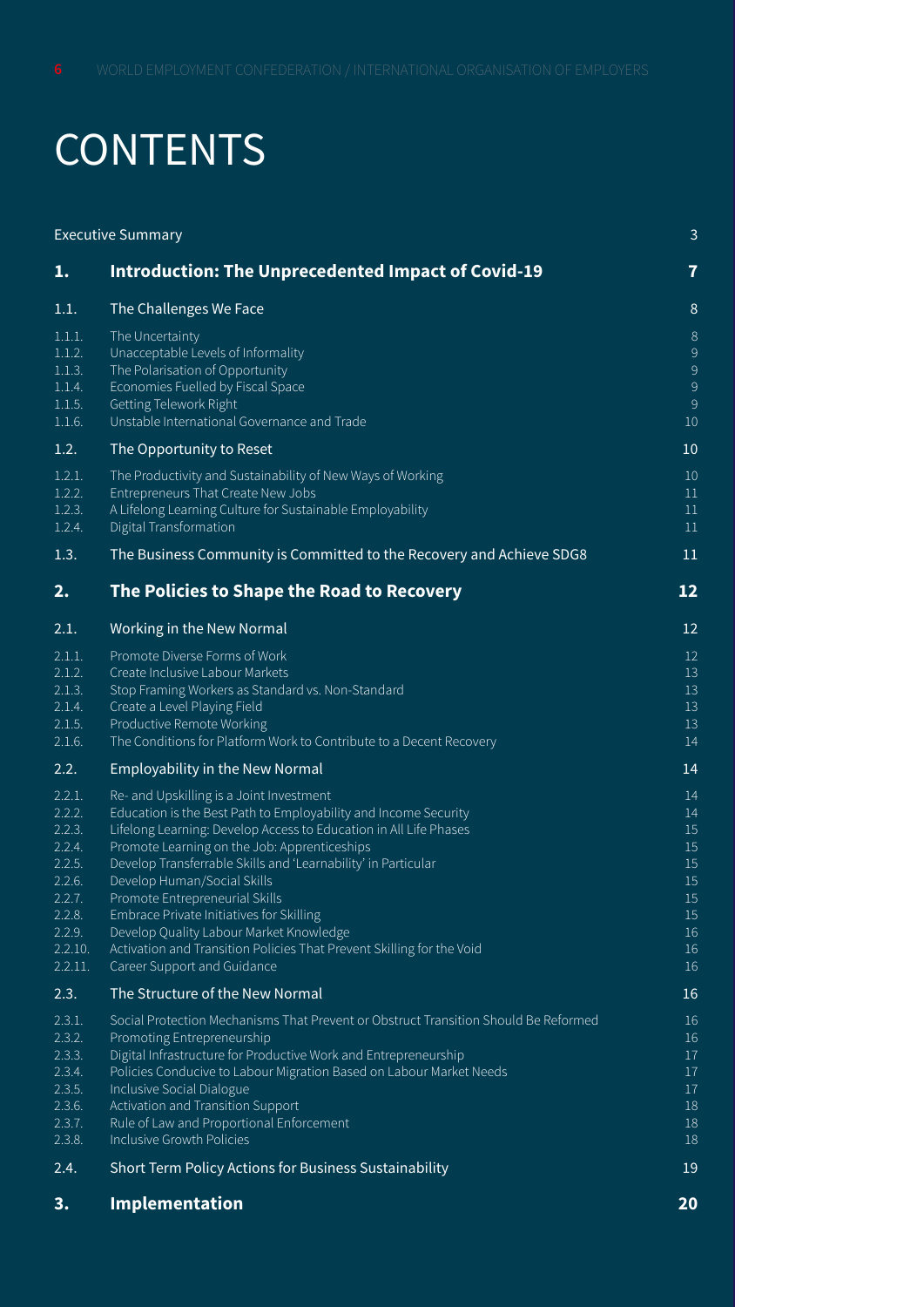# CONTENTS

| | | |
|---|---|---|
| | Executive Summary | 3 |
| **1.** | **Introduction: The Unprecedented Impact of Covid-19** | **7** |
| 1.1. | The Challenges We Face | 8 |
| 1.1.1. | The Uncertainty | 8 |
| 1.1.2. | Unacceptable Levels of Informality | 9 |
| 1.1.3. | The Polarisation of Opportunity | 9 |
| 1.1.4. | Economies Fuelled by Fiscal Space | 9 |
| 1.1.5. | Getting Telework Right | 9 |
| 1.1.6. | Unstable International Governance and Trade | 10 |
| 1.2. | The Opportunity to Reset | 10 |
| 1.2.1. | The Productivity and Sustainability of New Ways of Working | 10 |
| 1.2.2. | Entrepreneurs That Create New Jobs | 11 |
| 1.2.3. | A Lifelong Learning Culture for Sustainable Employability | 11 |
| 1.2.4. | Digital Transformation | 11 |
| 1.3. | The Business Community is Committed to the Recovery and Achieve SDG8 | 11 |
| **2.** | **The Policies to Shape the Road to Recovery** | **12** |
| 2.1. | Working in the New Normal | 12 |
| 2.1.1. | Promote Diverse Forms of Work | 12 |
| 2.1.2. | Create Inclusive Labour Markets | 13 |
| 2.1.3. | Stop Framing Workers as Standard vs. Non-Standard | 13 |
| 2.1.4. | Create a Level Playing Field | 13 |
| 2.1.5. | Productive Remote Working | 13 |
| 2.1.6. | The Conditions for Platform Work to Contribute to a Decent Recovery | 14 |
| 2.2. | Employability in the New Normal | 14 |
| 2.2.1. | Re- and Upskilling is a Joint Investment | 14 |
| 2.2.2. | Education is the Best Path to Employability and Income Security | 14 |
| 2.2.3. | Lifelong Learning: Develop Access to Education in All Life Phases | 15 |
| 2.2.4. | Promote Learning on the Job: Apprenticeships | 15 |
| 2.2.5. | Develop Transferrable Skills and 'Learnability' in Particular | 15 |
| 2.2.6. | Develop Human/Social Skills | 15 |
| 2.2.7. | Promote Entrepreneurial Skills | 15 |
| 2.2.8. | Embrace Private Initiatives for Skilling | 15 |
| 2.2.9. | Develop Quality Labour Market Knowledge | 16 |
| 2.2.10. | Activation and Transition Policies That Prevent Skilling for the Void | 16 |
| 2.2.11. | Career Support and Guidance | 16 |
| 2.3. | The Structure of the New Normal | 16 |
| 2.3.1. | Social Protection Mechanisms That Prevent or Obstruct Transition Should Be Reformed | 16 |
| 2.3.2. | Promoting Entrepreneurship | 16 |
| 2.3.3. | Digital Infrastructure for Productive Work and Entrepreneurship | 17 |
| 2.3.4. | Policies Conducive to Labour Migration Based on Labour Market Needs | 17 |
| 2.3.5. | Inclusive Social Dialogue | 17 |
| 2.3.6. | Activation and Transition Support | 18 |
| 2.3.7. | Rule of Law and Proportional Enforcement | 18 |
| 2.3.8. | Inclusive Growth Policies | 18 |
| 2.4. | Short Term Policy Actions for Business Sustainability | 19 |
| **3.** | **Implementation** | **20** |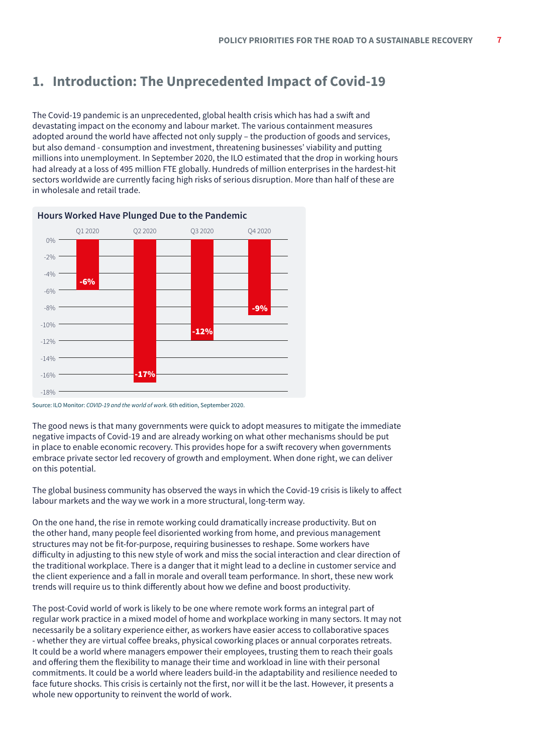## 1. Introduction: The Unprecedented Impact of Covid-19

The Covid-19 pandemic is an unprecedented, global health crisis which has had a swift and devastating impact on the economy and labour market. The various containment measures adopted around the world have affected not only supply – the production of goods and services, but also demand - consumption and investment, threatening businesses' viability and putting millions into unemployment. In September 2020, the ILO estimated that the drop in working hours had already at a loss of 495 million FTE globally. Hundreds of million enterprises in the hardest-hit sectors worldwide are currently facing high risks of serious disruption. More than half of these are in wholesale and retail trade.

**Hours Worked Have Plunged Due to the Pandemic**

| Q1 2020 | Q2 2020 | Q3 2020 | Q4 2020 |
|---|---|---|---|
| -6% | -17% | -12% | -9% |

Source: ILO Monitor: *COVID-19 and the world of work*. 6th edition, September 2020.

The good news is that many governments were quick to adopt measures to mitigate the immediate negative impacts of Covid-19 and are already working on what other mechanisms should be put in place to enable economic recovery. This provides hope for a swift recovery when governments embrace private sector led recovery of growth and employment. When done right, we can deliver on this potential.

The global business community has observed the ways in which the Covid-19 crisis is likely to affect labour markets and the way we work in a more structural, long-term way.

On the one hand, the rise in remote working could dramatically increase productivity. But on the other hand, many people feel disoriented working from home, and previous management structures may not be fit-for-purpose, requiring businesses to reshape. Some workers have difficulty in adjusting to this new style of work and miss the social interaction and clear direction of the traditional workplace. There is a danger that it might lead to a decline in customer service and the client experience and a fall in morale and overall team performance. In short, these new work trends will require us to think differently about how we define and boost productivity.

The post-Covid world of work is likely to be one where remote work forms an integral part of regular work practice in a mixed model of home and workplace working in many sectors. It may not necessarily be a solitary experience either, as workers have easier access to collaborative spaces - whether they are virtual coffee breaks, physical coworking places or annual corporates retreats. It could be a world where managers empower their employees, trusting them to reach their goals and offering them the flexibility to manage their time and workload in line with their personal commitments. It could be a world where leaders build-in the adaptability and resilience needed to face future shocks. This crisis is certainly not the first, nor will it be the last. However, it presents a whole new opportunity to reinvent the world of work.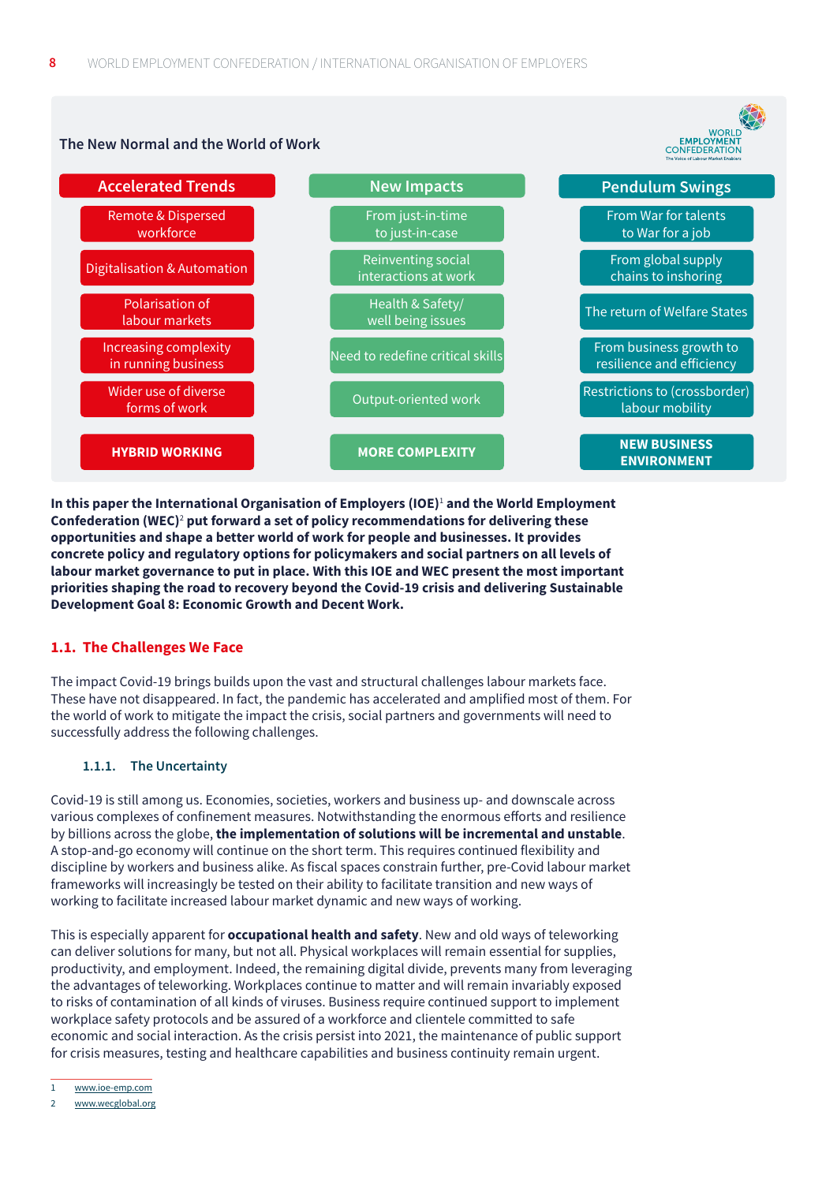**The New Normal and the World of Work**

| Accelerated Trends | New Impacts | Pendulum Swings |
|---|---|---|
| Remote & Dispersed workforce | From just-in-time to just-in-case | From War for talents to War for a job |
| Digitalisation & Automation | Reinventing social interactions at work | From global supply chains to inshoring |
| Polarisation of labour markets | Health & Safety/ well being issues | The return of Welfare States |
| Increasing complexity in running business | Need to redefine critical skills | From business growth to resilience and efficiency |
| Wider use of diverse forms of work | Output-oriented work | Restrictions to (crossborder) labour mobility |
| **HYBRID WORKING** | **MORE COMPLEXITY** | **NEW BUSINESS ENVIRONMENT** |

**In this paper the International Organisation of Employers (IOE)[1] and the World Employment Confederation (WEC)[2] put forward a set of policy recommendations for delivering these opportunities and shape a better world of work for people and businesses. It provides concrete policy and regulatory options for policymakers and social partners on all levels of labour market governance to put in place. With this IOE and WEC present the most important priorities shaping the road to recovery beyond the Covid-19 crisis and delivering Sustainable Development Goal 8: Economic Growth and Decent Work.**

## 1.1. The Challenges We Face

The impact Covid-19 brings builds upon the vast and structural challenges labour markets face. These have not disappeared. In fact, the pandemic has accelerated and amplified most of them. For the world of work to mitigate the impact the crisis, social partners and governments will need to successfully address the following challenges.

### 1.1.1. The Uncertainty

Covid-19 is still among us. Economies, societies, workers and business up- and downscale across various complexes of confinement measures. Notwithstanding the enormous efforts and resilience by billions across the globe, **the implementation of solutions will be incremental and unstable**. A stop-and-go economy will continue on the short term. This requires continued flexibility and discipline by workers and business alike. As fiscal spaces constrain further, pre-Covid labour market frameworks will increasingly be tested on their ability to facilitate transition and new ways of working to facilitate increased labour market dynamic and new ways of working.

This is especially apparent for **occupational health and safety**. New and old ways of teleworking can deliver solutions for many, but not all. Physical workplaces will remain essential for supplies, productivity, and employment. Indeed, the remaining digital divide, prevents many from leveraging the advantages of teleworking. Workplaces continue to matter and will remain invariably exposed to risks of contamination of all kinds of viruses. Business require continued support to implement workplace safety protocols and be assured of a workforce and clientele committed to safe economic and social interaction. As the crisis persist into 2021, the maintenance of public support for crisis measures, testing and healthcare capabilities and business continuity remain urgent.

1 www.ioe-emp.com
2 www.wecglobal.org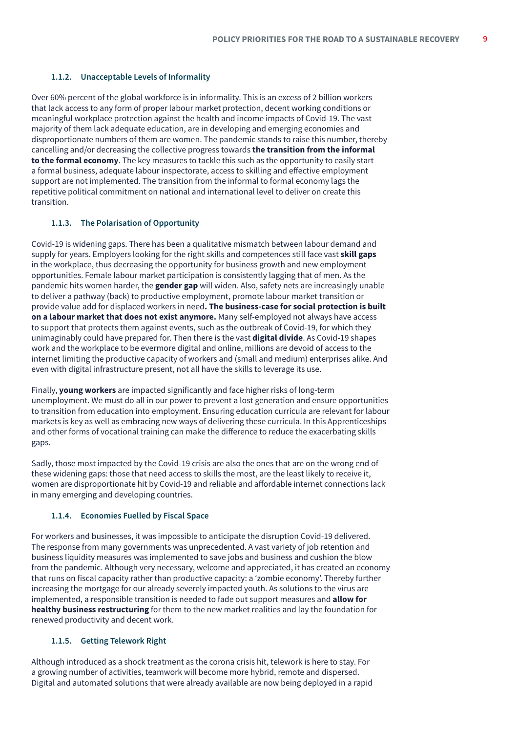### 1.1.2. Unacceptable Levels of Informality

Over 60% percent of the global workforce is in informality. This is an excess of 2 billion workers that lack access to any form of proper labour market protection, decent working conditions or meaningful workplace protection against the health and income impacts of Covid-19. The vast majority of them lack adequate education, are in developing and emerging economies and disproportionate numbers of them are women. The pandemic stands to raise this number, thereby cancelling and/or decreasing the collective progress towards **the transition from the informal to the formal economy**. The key measures to tackle this such as the opportunity to easily start a formal business, adequate labour inspectorate, access to skilling and effective employment support are not implemented. The transition from the informal to formal economy lags the repetitive political commitment on national and international level to deliver on create this transition.

### 1.1.3. The Polarisation of Opportunity

Covid-19 is widening gaps. There has been a qualitative mismatch between labour demand and supply for years. Employers looking for the right skills and competences still face vast **skill gaps** in the workplace, thus decreasing the opportunity for business growth and new employment opportunities. Female labour market participation is consistently lagging that of men. As the pandemic hits women harder, the **gender gap** will widen. Also, safety nets are increasingly unable to deliver a pathway (back) to productive employment, promote labour market transition or provide value add for displaced workers in need**. The business-case for social protection is built on a labour market that does not exist anymore.** Many self-employed not always have access to support that protects them against events, such as the outbreak of Covid-19, for which they unimaginably could have prepared for. Then there is the vast **digital divide**. As Covid-19 shapes work and the workplace to be evermore digital and online, millions are devoid of access to the internet limiting the productive capacity of workers and (small and medium) enterprises alike. And even with digital infrastructure present, not all have the skills to leverage its use.

Finally, **young workers** are impacted significantly and face higher risks of long-term unemployment. We must do all in our power to prevent a lost generation and ensure opportunities to transition from education into employment. Ensuring education curricula are relevant for labour markets is key as well as embracing new ways of delivering these curricula. In this Apprenticeships and other forms of vocational training can make the difference to reduce the exacerbating skills gaps.

Sadly, those most impacted by the Covid-19 crisis are also the ones that are on the wrong end of these widening gaps: those that need access to skills the most, are the least likely to receive it, women are disproportionate hit by Covid-19 and reliable and affordable internet connections lack in many emerging and developing countries.

### 1.1.4. Economies Fuelled by Fiscal Space

For workers and businesses, it was impossible to anticipate the disruption Covid-19 delivered. The response from many governments was unprecedented. A vast variety of job retention and business liquidity measures was implemented to save jobs and business and cushion the blow from the pandemic. Although very necessary, welcome and appreciated, it has created an economy that runs on fiscal capacity rather than productive capacity: a 'zombie economy'. Thereby further increasing the mortgage for our already severely impacted youth. As solutions to the virus are implemented, a responsible transition is needed to fade out support measures and **allow for healthy business restructuring** for them to the new market realities and lay the foundation for renewed productivity and decent work.

### 1.1.5. Getting Telework Right

Although introduced as a shock treatment as the corona crisis hit, telework is here to stay. For a growing number of activities, teamwork will become more hybrid, remote and dispersed. Digital and automated solutions that were already available are now being deployed in a rapid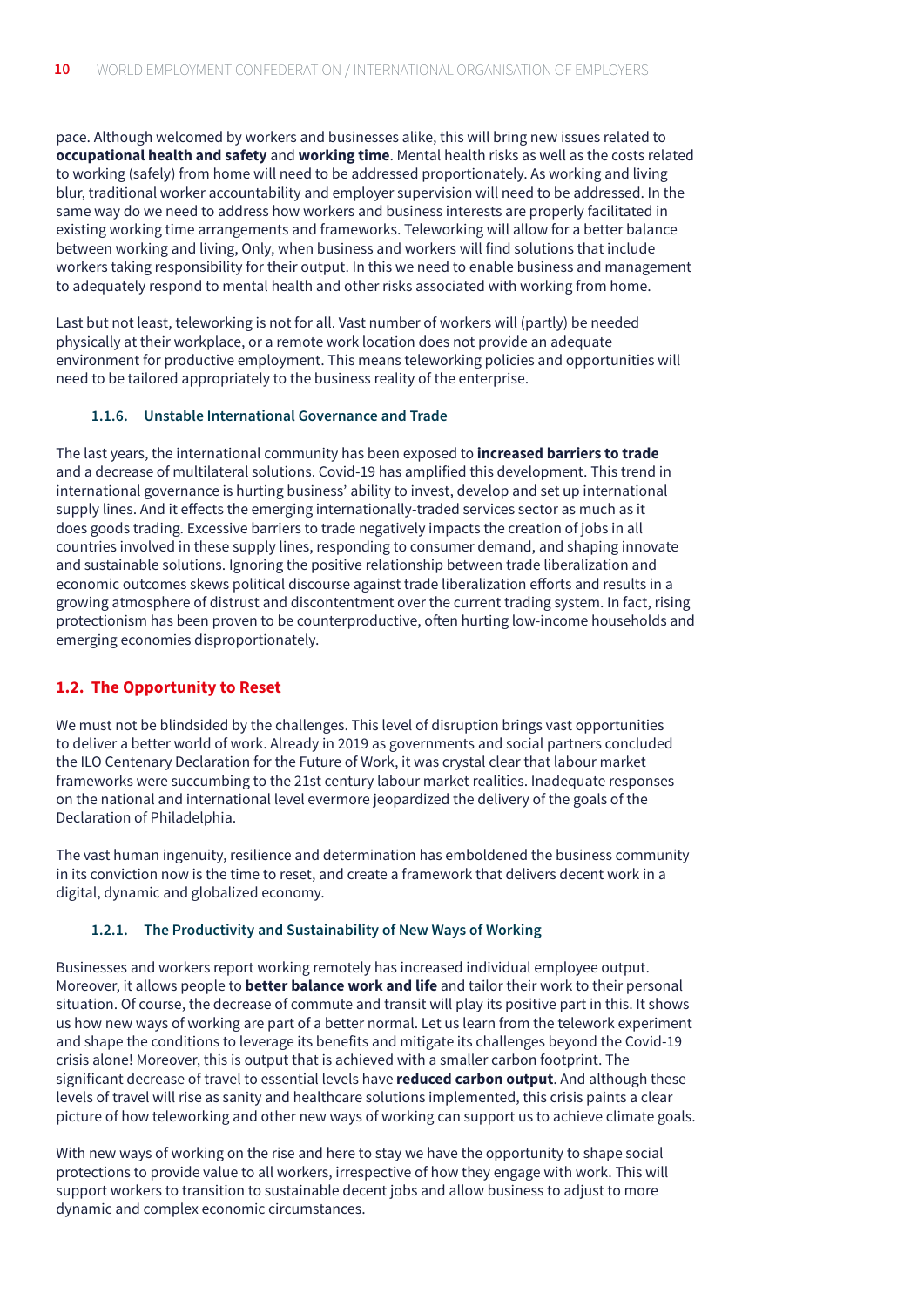pace. Although welcomed by workers and businesses alike, this will bring new issues related to **occupational health and safety** and **working time**. Mental health risks as well as the costs related to working (safely) from home will need to be addressed proportionately. As working and living blur, traditional worker accountability and employer supervision will need to be addressed. In the same way do we need to address how workers and business interests are properly facilitated in existing working time arrangements and frameworks. Teleworking will allow for a better balance between working and living, Only, when business and workers will find solutions that include workers taking responsibility for their output. In this we need to enable business and management to adequately respond to mental health and other risks associated with working from home.

Last but not least, teleworking is not for all. Vast number of workers will (partly) be needed physically at their workplace, or a remote work location does not provide an adequate environment for productive employment. This means teleworking policies and opportunities will need to be tailored appropriately to the business reality of the enterprise.

#### 1.1.6. Unstable International Governance and Trade

The last years, the international community has been exposed to **increased barriers to trade** and a decrease of multilateral solutions. Covid-19 has amplified this development. This trend in international governance is hurting business' ability to invest, develop and set up international supply lines. And it effects the emerging internationally-traded services sector as much as it does goods trading. Excessive barriers to trade negatively impacts the creation of jobs in all countries involved in these supply lines, responding to consumer demand, and shaping innovate and sustainable solutions. Ignoring the positive relationship between trade liberalization and economic outcomes skews political discourse against trade liberalization efforts and results in a growing atmosphere of distrust and discontentment over the current trading system. In fact, rising protectionism has been proven to be counterproductive, often hurting low-income households and emerging economies disproportionately.

### 1.2. The Opportunity to Reset

We must not be blindsided by the challenges. This level of disruption brings vast opportunities to deliver a better world of work. Already in 2019 as governments and social partners concluded the ILO Centenary Declaration for the Future of Work, it was crystal clear that labour market frameworks were succumbing to the 21st century labour market realities. Inadequate responses on the national and international level evermore jeopardized the delivery of the goals of the Declaration of Philadelphia.

The vast human ingenuity, resilience and determination has emboldened the business community in its conviction now is the time to reset, and create a framework that delivers decent work in a digital, dynamic and globalized economy.

#### 1.2.1. The Productivity and Sustainability of New Ways of Working

Businesses and workers report working remotely has increased individual employee output. Moreover, it allows people to **better balance work and life** and tailor their work to their personal situation. Of course, the decrease of commute and transit will play its positive part in this. It shows us how new ways of working are part of a better normal. Let us learn from the telework experiment and shape the conditions to leverage its benefits and mitigate its challenges beyond the Covid-19 crisis alone! Moreover, this is output that is achieved with a smaller carbon footprint. The significant decrease of travel to essential levels have **reduced carbon output**. And although these levels of travel will rise as sanity and healthcare solutions implemented, this crisis paints a clear picture of how teleworking and other new ways of working can support us to achieve climate goals.

With new ways of working on the rise and here to stay we have the opportunity to shape social protections to provide value to all workers, irrespective of how they engage with work. This will support workers to transition to sustainable decent jobs and allow business to adjust to more dynamic and complex economic circumstances.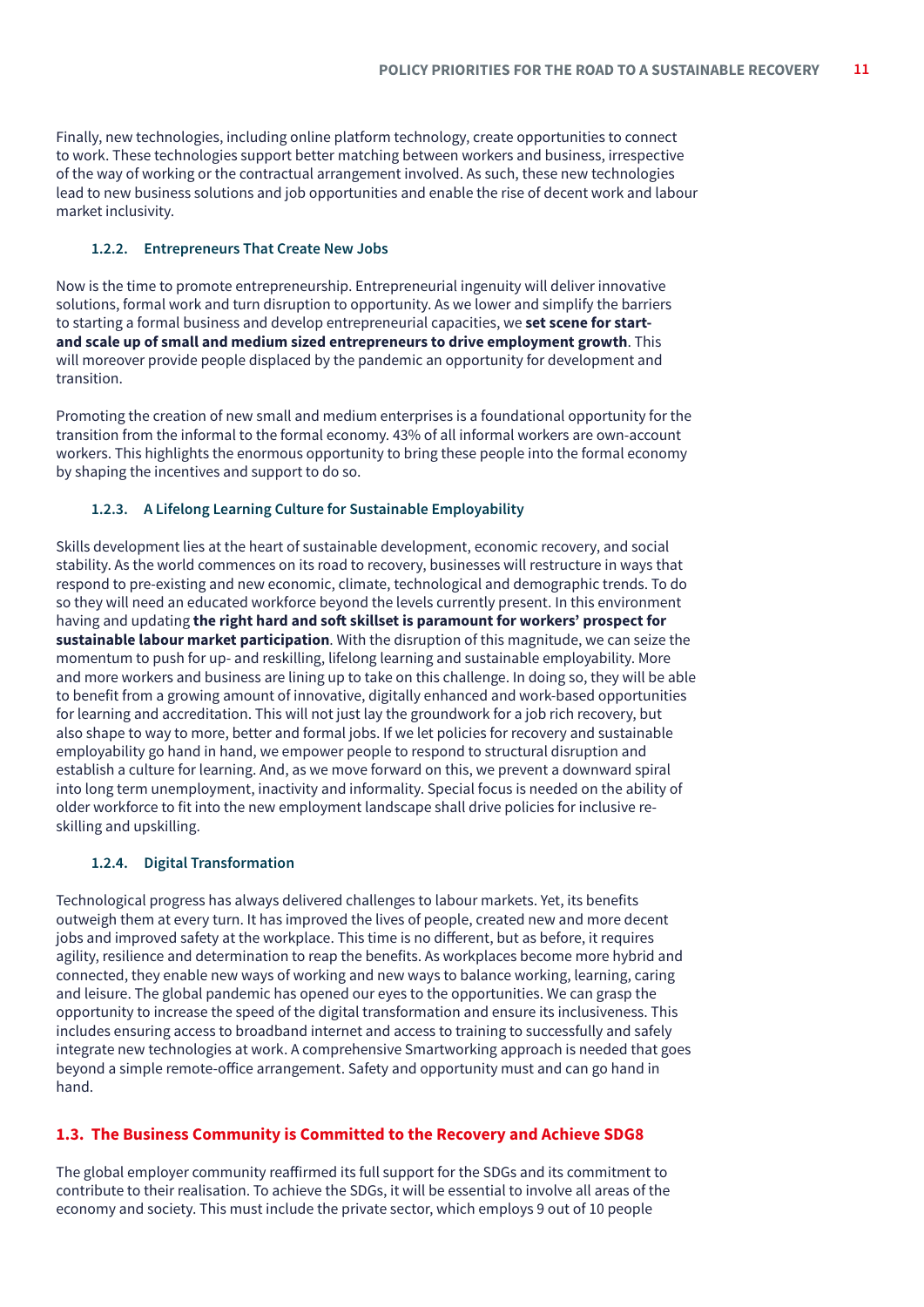Finally, new technologies, including online platform technology, create opportunities to connect to work. These technologies support better matching between workers and business, irrespective of the way of working or the contractual arrangement involved. As such, these new technologies lead to new business solutions and job opportunities and enable the rise of decent work and labour market inclusivity.

#### 1.2.2. Entrepreneurs That Create New Jobs

Now is the time to promote entrepreneurship. Entrepreneurial ingenuity will deliver innovative solutions, formal work and turn disruption to opportunity. As we lower and simplify the barriers to starting a formal business and develop entrepreneurial capacities, we **set scene for start- and scale up of small and medium sized entrepreneurs to drive employment growth**. This will moreover provide people displaced by the pandemic an opportunity for development and transition.

Promoting the creation of new small and medium enterprises is a foundational opportunity for the transition from the informal to the formal economy. 43% of all informal workers are own-account workers. This highlights the enormous opportunity to bring these people into the formal economy by shaping the incentives and support to do so.

#### 1.2.3. A Lifelong Learning Culture for Sustainable Employability

Skills development lies at the heart of sustainable development, economic recovery, and social stability. As the world commences on its road to recovery, businesses will restructure in ways that respond to pre-existing and new economic, climate, technological and demographic trends. To do so they will need an educated workforce beyond the levels currently present. In this environment having and updating **the right hard and soft skillset is paramount for workers' prospect for sustainable labour market participation**. With the disruption of this magnitude, we can seize the momentum to push for up- and reskilling, lifelong learning and sustainable employability. More and more workers and business are lining up to take on this challenge. In doing so, they will be able to benefit from a growing amount of innovative, digitally enhanced and work-based opportunities for learning and accreditation. This will not just lay the groundwork for a job rich recovery, but also shape to way to more, better and formal jobs. If we let policies for recovery and sustainable employability go hand in hand, we empower people to respond to structural disruption and establish a culture for learning. And, as we move forward on this, we prevent a downward spiral into long term unemployment, inactivity and informality. Special focus is needed on the ability of older workforce to fit into the new employment landscape shall drive policies for inclusive re-skilling and upskilling.

#### 1.2.4. Digital Transformation

Technological progress has always delivered challenges to labour markets. Yet, its benefits outweigh them at every turn. It has improved the lives of people, created new and more decent jobs and improved safety at the workplace. This time is no different, but as before, it requires agility, resilience and determination to reap the benefits. As workplaces become more hybrid and connected, they enable new ways of working and new ways to balance working, learning, caring and leisure. The global pandemic has opened our eyes to the opportunities. We can grasp the opportunity to increase the speed of the digital transformation and ensure its inclusiveness. This includes ensuring access to broadband internet and access to training to successfully and safely integrate new technologies at work. A comprehensive Smartworking approach is needed that goes beyond a simple remote-office arrangement. Safety and opportunity must and can go hand in hand.

### 1.3. The Business Community is Committed to the Recovery and Achieve SDG8

The global employer community reaffirmed its full support for the SDGs and its commitment to contribute to their realisation. To achieve the SDGs, it will be essential to involve all areas of the economy and society. This must include the private sector, which employs 9 out of 10 people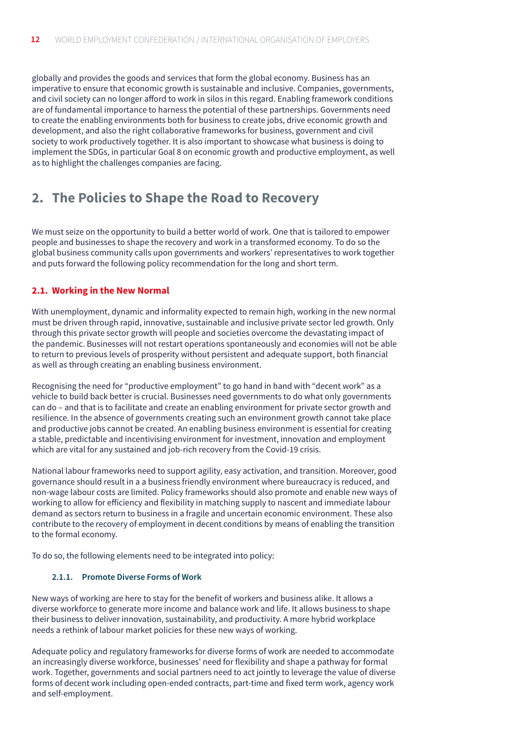globally and provides the goods and services that form the global economy. Business has an imperative to ensure that economic growth is sustainable and inclusive. Companies, governments, and civil society can no longer afford to work in silos in this regard. Enabling framework conditions are of fundamental importance to harness the potential of these partnerships. Governments need to create the enabling environments both for business to create jobs, drive economic growth and development, and also the right collaborative frameworks for business, government and civil society to work productively together. It is also important to showcase what business is doing to implement the SDGs, in particular Goal 8 on economic growth and productive employment, as well as to highlight the challenges companies are facing.

## 2. The Policies to Shape the Road to Recovery

We must seize on the opportunity to build a better world of work. One that is tailored to empower people and businesses to shape the recovery and work in a transformed economy. To do so the global business community calls upon governments and workers' representatives to work together and puts forward the following policy recommendation for the long and short term.

### 2.1. Working in the New Normal

With unemployment, dynamic and informality expected to remain high, working in the new normal must be driven through rapid, innovative, sustainable and inclusive private sector led growth. Only through this private sector growth will people and societies overcome the devastating impact of the pandemic. Businesses will not restart operations spontaneously and economies will not be able to return to previous levels of prosperity without persistent and adequate support, both financial as well as through creating an enabling business environment.

Recognising the need for "productive employment" to go hand in hand with "decent work" as a vehicle to build back better is crucial. Businesses need governments to do what only governments can do – and that is to facilitate and create an enabling environment for private sector growth and resilience. In the absence of governments creating such an environment growth cannot take place and productive jobs cannot be created. An enabling business environment is essential for creating a stable, predictable and incentivising environment for investment, innovation and employment which are vital for any sustained and job-rich recovery from the Covid-19 crisis.

National labour frameworks need to support agility, easy activation, and transition. Moreover, good governance should result in a a business friendly environment where bureaucracy is reduced, and non-wage labour costs are limited. Policy frameworks should also promote and enable new ways of working to allow for efficiency and flexibility in matching supply to nascent and immediate labour demand as sectors return to business in a fragile and uncertain economic environment. These also contribute to the recovery of employment in decent conditions by means of enabling the transition to the formal economy.

To do so, the following elements need to be integrated into policy:

#### 2.1.1. Promote Diverse Forms of Work

New ways of working are here to stay for the benefit of workers and business alike. It allows a diverse workforce to generate more income and balance work and life. It allows business to shape their business to deliver innovation, sustainability, and productivity. A more hybrid workplace needs a rethink of labour market policies for these new ways of working.

Adequate policy and regulatory frameworks for diverse forms of work are needed to accommodate an increasingly diverse workforce, businesses' need for flexibility and shape a pathway for formal work. Together, governments and social partners need to act jointly to leverage the value of diverse forms of decent work including open-ended contracts, part-time and fixed term work, agency work and self-employment.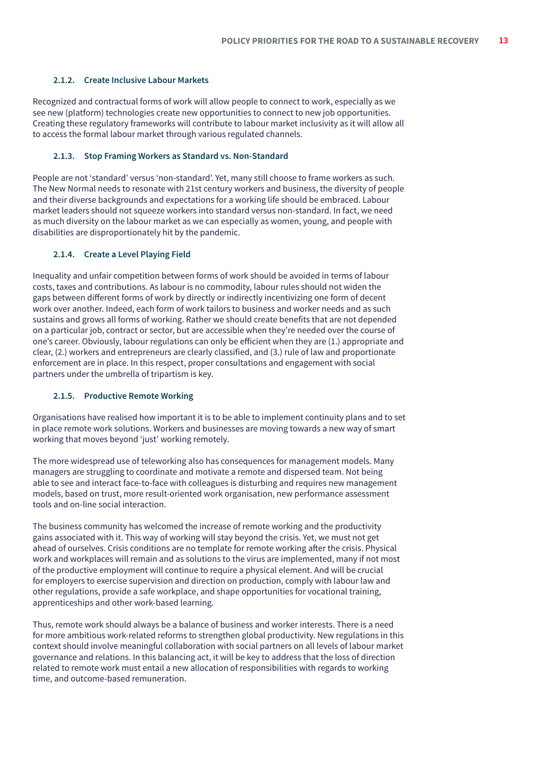#### 2.1.2. Create Inclusive Labour Markets

Recognized and contractual forms of work will allow people to connect to work, especially as we see new (platform) technologies create new opportunities to connect to new job opportunities. Creating these regulatory frameworks will contribute to labour market inclusivity as it will allow all to access the formal labour market through various regulated channels.

#### 2.1.3. Stop Framing Workers as Standard vs. Non-Standard

People are not 'standard' versus 'non-standard'. Yet, many still choose to frame workers as such. The New Normal needs to resonate with 21st century workers and business, the diversity of people and their diverse backgrounds and expectations for a working life should be embraced. Labour market leaders should not squeeze workers into standard versus non-standard. In fact, we need as much diversity on the labour market as we can especially as women, young, and people with disabilities are disproportionately hit by the pandemic.

#### 2.1.4. Create a Level Playing Field

Inequality and unfair competition between forms of work should be avoided in terms of labour costs, taxes and contributions. As labour is no commodity, labour rules should not widen the gaps between different forms of work by directly or indirectly incentivizing one form of decent work over another. Indeed, each form of work tailors to business and worker needs and as such sustains and grows all forms of working. Rather we should create benefits that are not depended on a particular job, contract or sector, but are accessible when they're needed over the course of one's career. Obviously, labour regulations can only be efficient when they are (1.) appropriate and clear, (2.) workers and entrepreneurs are clearly classified, and (3.) rule of law and proportionate enforcement are in place. In this respect, proper consultations and engagement with social partners under the umbrella of tripartism is key.

#### 2.1.5. Productive Remote Working

Organisations have realised how important it is to be able to implement continuity plans and to set in place remote work solutions. Workers and businesses are moving towards a new way of smart working that moves beyond 'just' working remotely.

The more widespread use of teleworking also has consequences for management models. Many managers are struggling to coordinate and motivate a remote and dispersed team. Not being able to see and interact face-to-face with colleagues is disturbing and requires new management models, based on trust, more result-oriented work organisation, new performance assessment tools and on-line social interaction.

The business community has welcomed the increase of remote working and the productivity gains associated with it. This way of working will stay beyond the crisis. Yet, we must not get ahead of ourselves. Crisis conditions are no template for remote working after the crisis. Physical work and workplaces will remain and as solutions to the virus are implemented, many if not most of the productive employment will continue to require a physical element. And will be crucial for employers to exercise supervision and direction on production, comply with labour law and other regulations, provide a safe workplace, and shape opportunities for vocational training, apprenticeships and other work-based learning.

Thus, remote work should always be a balance of business and worker interests. There is a need for more ambitious work-related reforms to strengthen global productivity. New regulations in this context should involve meaningful collaboration with social partners on all levels of labour market governance and relations. In this balancing act, it will be key to address that the loss of direction related to remote work must entail a new allocation of responsibilities with regards to working time, and outcome-based remuneration.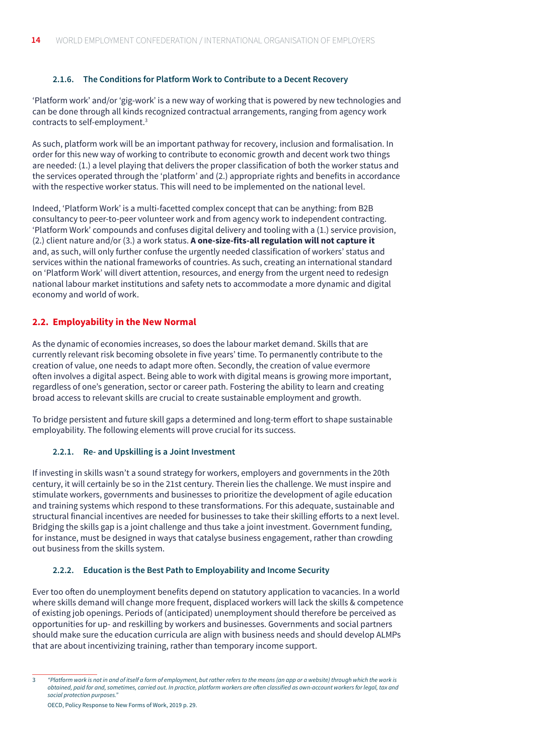### 2.1.6. The Conditions for Platform Work to Contribute to a Decent Recovery

'Platform work' and/or 'gig-work' is a new way of working that is powered by new technologies and can be done through all kinds recognized contractual arrangements, ranging from agency work contracts to self-employment.[3]

As such, platform work will be an important pathway for recovery, inclusion and formalisation. In order for this new way of working to contribute to economic growth and decent work two things are needed: (1.) a level playing that delivers the proper classification of both the worker status and the services operated through the 'platform' and (2.) appropriate rights and benefits in accordance with the respective worker status. This will need to be implemented on the national level.

Indeed, 'Platform Work' is a multi-facetted complex concept that can be anything: from B2B consultancy to peer-to-peer volunteer work and from agency work to independent contracting. 'Platform Work' compounds and confuses digital delivery and tooling with a (1.) service provision, (2.) client nature and/or (3.) a work status. **A one-size-fits-all regulation will not capture it** and, as such, will only further confuse the urgently needed classification of workers' status and services within the national frameworks of countries. As such, creating an international standard on 'Platform Work' will divert attention, resources, and energy from the urgent need to redesign national labour market institutions and safety nets to accommodate a more dynamic and digital economy and world of work.

## 2.2. Employability in the New Normal

As the dynamic of economies increases, so does the labour market demand. Skills that are currently relevant risk becoming obsolete in five years' time. To permanently contribute to the creation of value, one needs to adapt more often. Secondly, the creation of value evermore often involves a digital aspect. Being able to work with digital means is growing more important, regardless of one's generation, sector or career path. Fostering the ability to learn and creating broad access to relevant skills are crucial to create sustainable employment and growth.

To bridge persistent and future skill gaps a determined and long-term effort to shape sustainable employability. The following elements will prove crucial for its success.

### 2.2.1. Re- and Upskilling is a Joint Investment

If investing in skills wasn't a sound strategy for workers, employers and governments in the 20th century, it will certainly be so in the 21st century. Therein lies the challenge. We must inspire and stimulate workers, governments and businesses to prioritize the development of agile education and training systems which respond to these transformations. For this adequate, sustainable and structural financial incentives are needed for businesses to take their skilling efforts to a next level. Bridging the skills gap is a joint challenge and thus take a joint investment. Government funding, for instance, must be designed in ways that catalyse business engagement, rather than crowding out business from the skills system.

### 2.2.2. Education is the Best Path to Employability and Income Security

Ever too often do unemployment benefits depend on statutory application to vacancies. In a world where skills demand will change more frequent, displaced workers will lack the skills & competence of existing job openings. Periods of (anticipated) unemployment should therefore be perceived as opportunities for up- and reskilling by workers and businesses. Governments and social partners should make sure the education curricula are align with business needs and should develop ALMPs that are about incentivizing training, rather than temporary income support.

---

[3] *"Platform work is not in and of itself a form of employment, but rather refers to the means (an app or a website) through which the work is obtained, paid for and, sometimes, carried out. In practice, platform workers are often classified as own-account workers for legal, tax and social protection purposes."*

OECD, Policy Response to New Forms of Work, 2019 p. 29.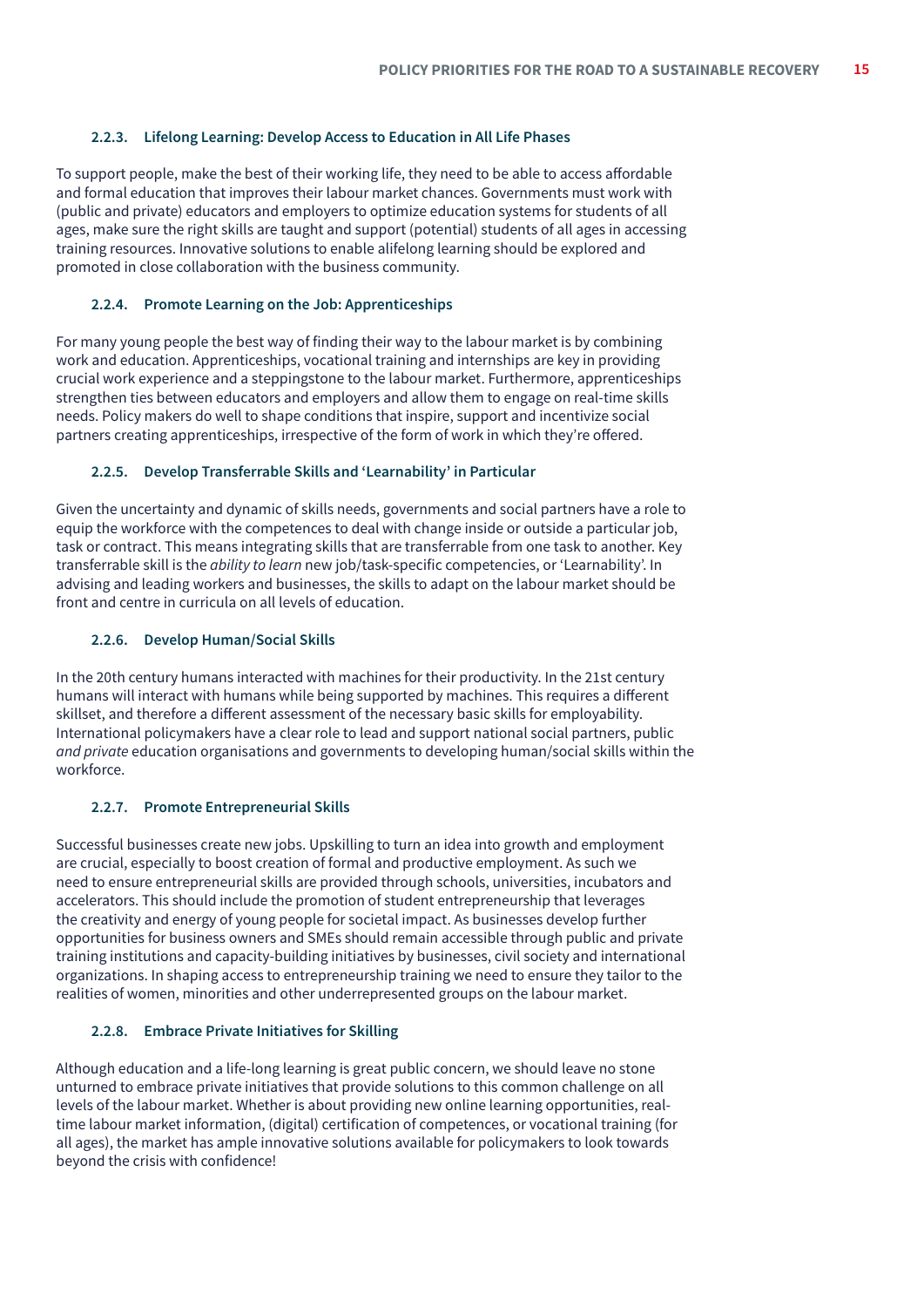### 2.2.3. Lifelong Learning: Develop Access to Education in All Life Phases

To support people, make the best of their working life, they need to be able to access affordable and formal education that improves their labour market chances. Governments must work with (public and private) educators and employers to optimize education systems for students of all ages, make sure the right skills are taught and support (potential) students of all ages in accessing training resources. Innovative solutions to enable alifelong learning should be explored and promoted in close collaboration with the business community.

### 2.2.4. Promote Learning on the Job: Apprenticeships

For many young people the best way of finding their way to the labour market is by combining work and education. Apprenticeships, vocational training and internships are key in providing crucial work experience and a steppingstone to the labour market. Furthermore, apprenticeships strengthen ties between educators and employers and allow them to engage on real-time skills needs. Policy makers do well to shape conditions that inspire, support and incentivize social partners creating apprenticeships, irrespective of the form of work in which they're offered.

### 2.2.5. Develop Transferrable Skills and 'Learnability' in Particular

Given the uncertainty and dynamic of skills needs, governments and social partners have a role to equip the workforce with the competences to deal with change inside or outside a particular job, task or contract. This means integrating skills that are transferrable from one task to another. Key transferrable skill is the *ability to learn* new job/task-specific competencies, or 'Learnability'. In advising and leading workers and businesses, the skills to adapt on the labour market should be front and centre in curricula on all levels of education.

### 2.2.6. Develop Human/Social Skills

In the 20th century humans interacted with machines for their productivity. In the 21st century humans will interact with humans while being supported by machines. This requires a different skillset, and therefore a different assessment of the necessary basic skills for employability. International policymakers have a clear role to lead and support national social partners, public *and private* education organisations and governments to developing human/social skills within the workforce.

### 2.2.7. Promote Entrepreneurial Skills

Successful businesses create new jobs. Upskilling to turn an idea into growth and employment are crucial, especially to boost creation of formal and productive employment. As such we need to ensure entrepreneurial skills are provided through schools, universities, incubators and accelerators. This should include the promotion of student entrepreneurship that leverages the creativity and energy of young people for societal impact. As businesses develop further opportunities for business owners and SMEs should remain accessible through public and private training institutions and capacity-building initiatives by businesses, civil society and international organizations. In shaping access to entrepreneurship training we need to ensure they tailor to the realities of women, minorities and other underrepresented groups on the labour market.

### 2.2.8. Embrace Private Initiatives for Skilling

Although education and a life-long learning is great public concern, we should leave no stone unturned to embrace private initiatives that provide solutions to this common challenge on all levels of the labour market. Whether is about providing new online learning opportunities, real-time labour market information, (digital) certification of competences, or vocational training (for all ages), the market has ample innovative solutions available for policymakers to look towards beyond the crisis with confidence!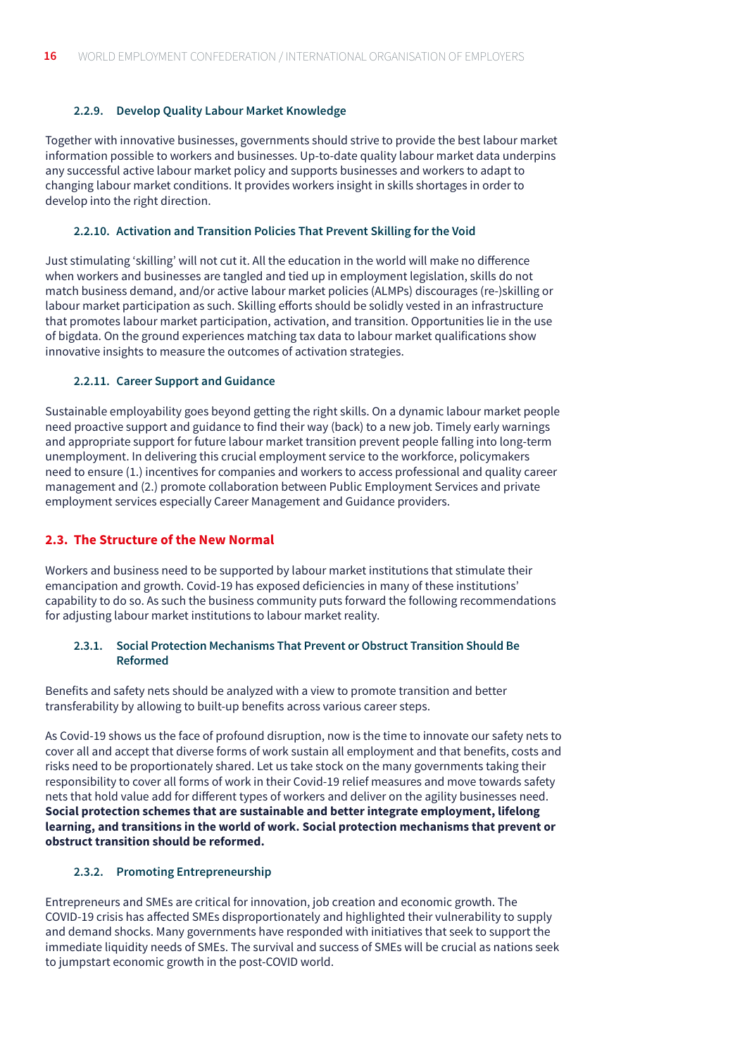#### 2.2.9. Develop Quality Labour Market Knowledge

Together with innovative businesses, governments should strive to provide the best labour market information possible to workers and businesses. Up-to-date quality labour market data underpins any successful active labour market policy and supports businesses and workers to adapt to changing labour market conditions. It provides workers insight in skills shortages in order to develop into the right direction.

#### 2.2.10. Activation and Transition Policies That Prevent Skilling for the Void

Just stimulating 'skilling' will not cut it. All the education in the world will make no difference when workers and businesses are tangled and tied up in employment legislation, skills do not match business demand, and/or active labour market policies (ALMPs) discourages (re-)skilling or labour market participation as such. Skilling efforts should be solidly vested in an infrastructure that promotes labour market participation, activation, and transition. Opportunities lie in the use of bigdata. On the ground experiences matching tax data to labour market qualifications show innovative insights to measure the outcomes of activation strategies.

#### 2.2.11. Career Support and Guidance

Sustainable employability goes beyond getting the right skills. On a dynamic labour market people need proactive support and guidance to find their way (back) to a new job. Timely early warnings and appropriate support for future labour market transition prevent people falling into long-term unemployment. In delivering this crucial employment service to the workforce, policymakers need to ensure (1.) incentives for companies and workers to access professional and quality career management and (2.) promote collaboration between Public Employment Services and private employment services especially Career Management and Guidance providers.

### 2.3. The Structure of the New Normal

Workers and business need to be supported by labour market institutions that stimulate their emancipation and growth. Covid-19 has exposed deficiencies in many of these institutions' capability to do so. As such the business community puts forward the following recommendations for adjusting labour market institutions to labour market reality.

#### 2.3.1. Social Protection Mechanisms That Prevent or Obstruct Transition Should Be Reformed

Benefits and safety nets should be analyzed with a view to promote transition and better transferability by allowing to built-up benefits across various career steps.

As Covid-19 shows us the face of profound disruption, now is the time to innovate our safety nets to cover all and accept that diverse forms of work sustain all employment and that benefits, costs and risks need to be proportionately shared. Let us take stock on the many governments taking their responsibility to cover all forms of work in their Covid-19 relief measures and move towards safety nets that hold value add for different types of workers and deliver on the agility businesses need. **Social protection schemes that are sustainable and better integrate employment, lifelong learning, and transitions in the world of work. Social protection mechanisms that prevent or obstruct transition should be reformed.**

#### 2.3.2. Promoting Entrepreneurship

Entrepreneurs and SMEs are critical for innovation, job creation and economic growth. The COVID-19 crisis has affected SMEs disproportionately and highlighted their vulnerability to supply and demand shocks. Many governments have responded with initiatives that seek to support the immediate liquidity needs of SMEs. The survival and success of SMEs will be crucial as nations seek to jumpstart economic growth in the post-COVID world.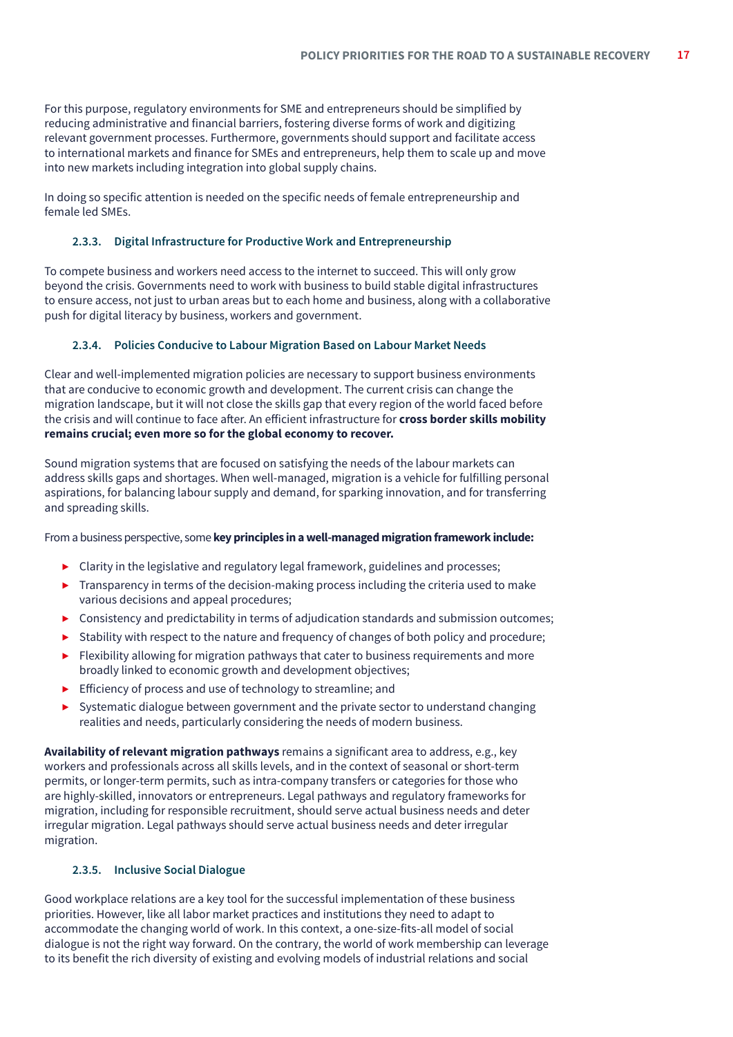For this purpose, regulatory environments for SME and entrepreneurs should be simplified by reducing administrative and financial barriers, fostering diverse forms of work and digitizing relevant government processes. Furthermore, governments should support and facilitate access to international markets and finance for SMEs and entrepreneurs, help them to scale up and move into new markets including integration into global supply chains.

In doing so specific attention is needed on the specific needs of female entrepreneurship and female led SMEs.

### 2.3.3. Digital Infrastructure for Productive Work and Entrepreneurship

To compete business and workers need access to the internet to succeed. This will only grow beyond the crisis. Governments need to work with business to build stable digital infrastructures to ensure access, not just to urban areas but to each home and business, along with a collaborative push for digital literacy by business, workers and government.

### 2.3.4. Policies Conducive to Labour Migration Based on Labour Market Needs

Clear and well-implemented migration policies are necessary to support business environments that are conducive to economic growth and development. The current crisis can change the migration landscape, but it will not close the skills gap that every region of the world faced before the crisis and will continue to face after. An efficient infrastructure for **cross border skills mobility remains crucial; even more so for the global economy to recover.**

Sound migration systems that are focused on satisfying the needs of the labour markets can address skills gaps and shortages. When well-managed, migration is a vehicle for fulfilling personal aspirations, for balancing labour supply and demand, for sparking innovation, and for transferring and spreading skills.

From a business perspective, some **key principles in a well-managed migration framework include:**

- Clarity in the legislative and regulatory legal framework, guidelines and processes;
- Transparency in terms of the decision-making process including the criteria used to make various decisions and appeal procedures;
- Consistency and predictability in terms of adjudication standards and submission outcomes;
- Stability with respect to the nature and frequency of changes of both policy and procedure;
- Flexibility allowing for migration pathways that cater to business requirements and more broadly linked to economic growth and development objectives;
- Efficiency of process and use of technology to streamline; and
- Systematic dialogue between government and the private sector to understand changing realities and needs, particularly considering the needs of modern business.

**Availability of relevant migration pathways** remains a significant area to address, e.g., key workers and professionals across all skills levels, and in the context of seasonal or short-term permits, or longer-term permits, such as intra-company transfers or categories for those who are highly-skilled, innovators or entrepreneurs. Legal pathways and regulatory frameworks for migration, including for responsible recruitment, should serve actual business needs and deter irregular migration. Legal pathways should serve actual business needs and deter irregular migration.

### 2.3.5. Inclusive Social Dialogue

Good workplace relations are a key tool for the successful implementation of these business priorities. However, like all labor market practices and institutions they need to adapt to accommodate the changing world of work. In this context, a one-size-fits-all model of social dialogue is not the right way forward. On the contrary, the world of work membership can leverage to its benefit the rich diversity of existing and evolving models of industrial relations and social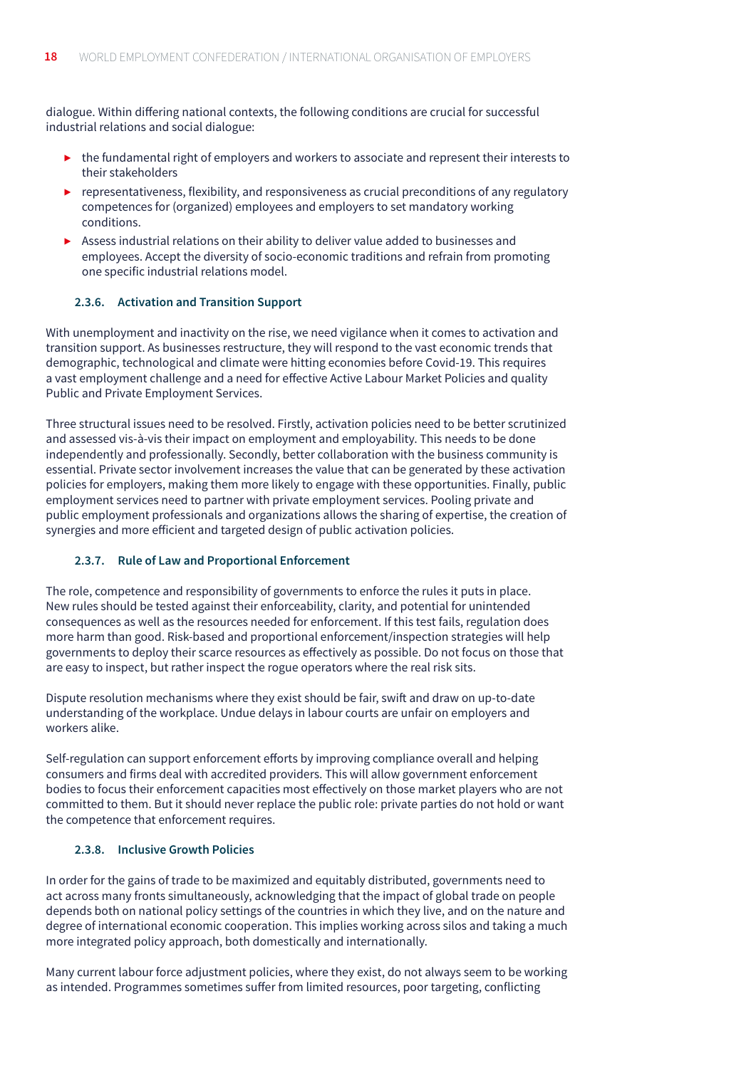dialogue. Within differing national contexts, the following conditions are crucial for successful industrial relations and social dialogue:

- the fundamental right of employers and workers to associate and represent their interests to their stakeholders
- representativeness, flexibility, and responsiveness as crucial preconditions of any regulatory competences for (organized) employees and employers to set mandatory working conditions.
- Assess industrial relations on their ability to deliver value added to businesses and employees. Accept the diversity of socio-economic traditions and refrain from promoting one specific industrial relations model.

#### 2.3.6. Activation and Transition Support

With unemployment and inactivity on the rise, we need vigilance when it comes to activation and transition support. As businesses restructure, they will respond to the vast economic trends that demographic, technological and climate were hitting economies before Covid-19. This requires a vast employment challenge and a need for effective Active Labour Market Policies and quality Public and Private Employment Services.

Three structural issues need to be resolved. Firstly, activation policies need to be better scrutinized and assessed vis-à-vis their impact on employment and employability. This needs to be done independently and professionally. Secondly, better collaboration with the business community is essential. Private sector involvement increases the value that can be generated by these activation policies for employers, making them more likely to engage with these opportunities. Finally, public employment services need to partner with private employment services. Pooling private and public employment professionals and organizations allows the sharing of expertise, the creation of synergies and more efficient and targeted design of public activation policies.

#### 2.3.7. Rule of Law and Proportional Enforcement

The role, competence and responsibility of governments to enforce the rules it puts in place. New rules should be tested against their enforceability, clarity, and potential for unintended consequences as well as the resources needed for enforcement. If this test fails, regulation does more harm than good. Risk-based and proportional enforcement/inspection strategies will help governments to deploy their scarce resources as effectively as possible. Do not focus on those that are easy to inspect, but rather inspect the rogue operators where the real risk sits.

Dispute resolution mechanisms where they exist should be fair, swift and draw on up-to-date understanding of the workplace. Undue delays in labour courts are unfair on employers and workers alike.

Self-regulation can support enforcement efforts by improving compliance overall and helping consumers and firms deal with accredited providers. This will allow government enforcement bodies to focus their enforcement capacities most effectively on those market players who are not committed to them. But it should never replace the public role: private parties do not hold or want the competence that enforcement requires.

#### 2.3.8. Inclusive Growth Policies

In order for the gains of trade to be maximized and equitably distributed, governments need to act across many fronts simultaneously, acknowledging that the impact of global trade on people depends both on national policy settings of the countries in which they live, and on the nature and degree of international economic cooperation. This implies working across silos and taking a much more integrated policy approach, both domestically and internationally.

Many current labour force adjustment policies, where they exist, do not always seem to be working as intended. Programmes sometimes suffer from limited resources, poor targeting, conflicting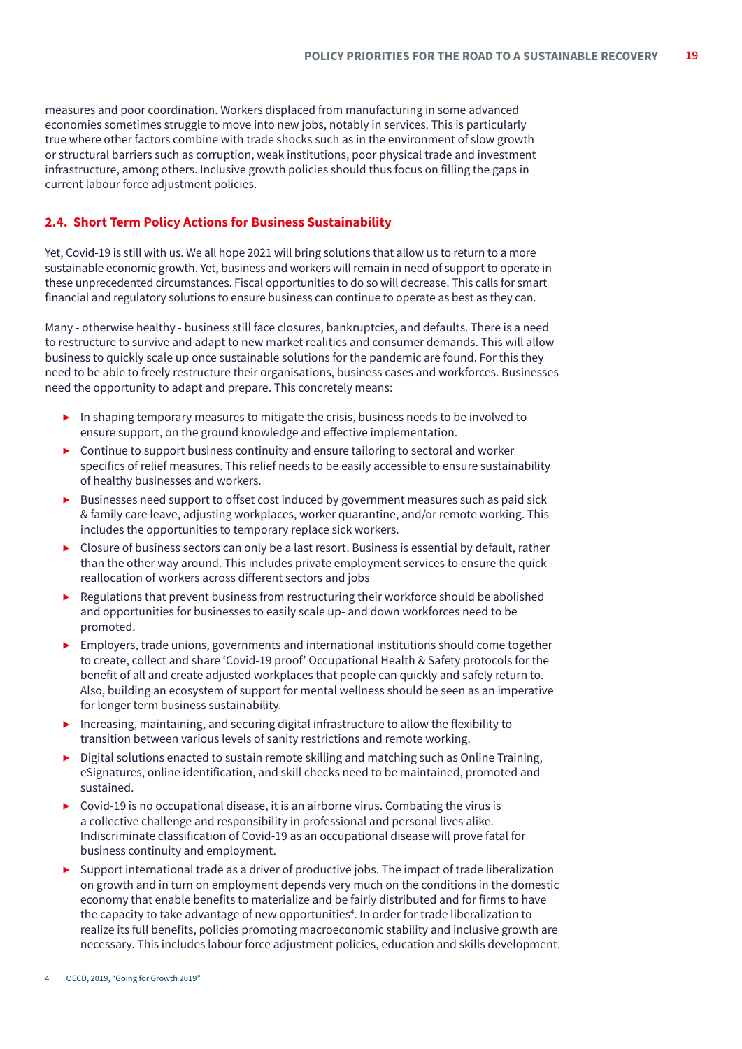measures and poor coordination. Workers displaced from manufacturing in some advanced economies sometimes struggle to move into new jobs, notably in services. This is particularly true where other factors combine with trade shocks such as in the environment of slow growth or structural barriers such as corruption, weak institutions, poor physical trade and investment infrastructure, among others. Inclusive growth policies should thus focus on filling the gaps in current labour force adjustment policies.

## 2.4. Short Term Policy Actions for Business Sustainability

Yet, Covid-19 is still with us. We all hope 2021 will bring solutions that allow us to return to a more sustainable economic growth. Yet, business and workers will remain in need of support to operate in these unprecedented circumstances. Fiscal opportunities to do so will decrease. This calls for smart financial and regulatory solutions to ensure business can continue to operate as best as they can.

Many - otherwise healthy - business still face closures, bankruptcies, and defaults. There is a need to restructure to survive and adapt to new market realities and consumer demands. This will allow business to quickly scale up once sustainable solutions for the pandemic are found. For this they need to be able to freely restructure their organisations, business cases and workforces. Businesses need the opportunity to adapt and prepare. This concretely means:

- In shaping temporary measures to mitigate the crisis, business needs to be involved to ensure support, on the ground knowledge and effective implementation.
- Continue to support business continuity and ensure tailoring to sectoral and worker specifics of relief measures. This relief needs to be easily accessible to ensure sustainability of healthy businesses and workers.
- Businesses need support to offset cost induced by government measures such as paid sick & family care leave, adjusting workplaces, worker quarantine, and/or remote working. This includes the opportunities to temporary replace sick workers.
- Closure of business sectors can only be a last resort. Business is essential by default, rather than the other way around. This includes private employment services to ensure the quick reallocation of workers across different sectors and jobs
- Regulations that prevent business from restructuring their workforce should be abolished and opportunities for businesses to easily scale up- and down workforces need to be promoted.
- Employers, trade unions, governments and international institutions should come together to create, collect and share 'Covid-19 proof' Occupational Health & Safety protocols for the benefit of all and create adjusted workplaces that people can quickly and safely return to. Also, building an ecosystem of support for mental wellness should be seen as an imperative for longer term business sustainability.
- Increasing, maintaining, and securing digital infrastructure to allow the flexibility to transition between various levels of sanity restrictions and remote working.
- Digital solutions enacted to sustain remote skilling and matching such as Online Training, eSignatures, online identification, and skill checks need to be maintained, promoted and sustained.
- Covid-19 is no occupational disease, it is an airborne virus. Combating the virus is a collective challenge and responsibility in professional and personal lives alike. Indiscriminate classification of Covid-19 as an occupational disease will prove fatal for business continuity and employment.
- Support international trade as a driver of productive jobs. The impact of trade liberalization on growth and in turn on employment depends very much on the conditions in the domestic economy that enable benefits to materialize and be fairly distributed and for firms to have the capacity to take advantage of new opportunities[4]. In order for trade liberalization to realize its full benefits, policies promoting macroeconomic stability and inclusive growth are necessary. This includes labour force adjustment policies, education and skills development.

4 OECD, 2019, "Going for Growth 2019"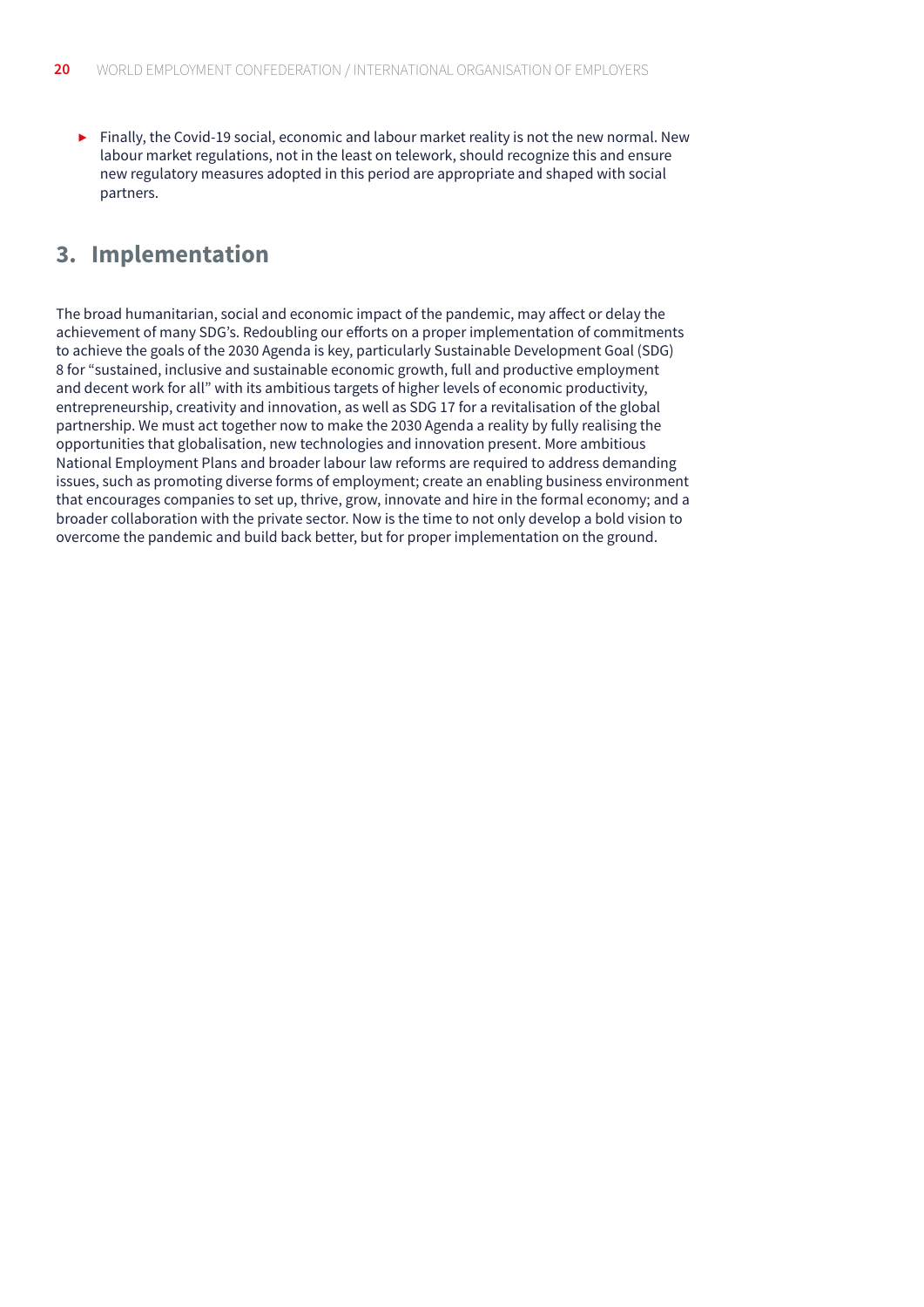- Finally, the Covid-19 social, economic and labour market reality is not the new normal. New labour market regulations, not in the least on telework, should recognize this and ensure new regulatory measures adopted in this period are appropriate and shaped with social partners.

## 3. Implementation

The broad humanitarian, social and economic impact of the pandemic, may affect or delay the achievement of many SDG's. Redoubling our efforts on a proper implementation of commitments to achieve the goals of the 2030 Agenda is key, particularly Sustainable Development Goal (SDG) 8 for "sustained, inclusive and sustainable economic growth, full and productive employment and decent work for all" with its ambitious targets of higher levels of economic productivity, entrepreneurship, creativity and innovation, as well as SDG 17 for a revitalisation of the global partnership. We must act together now to make the 2030 Agenda a reality by fully realising the opportunities that globalisation, new technologies and innovation present. More ambitious National Employment Plans and broader labour law reforms are required to address demanding issues, such as promoting diverse forms of employment; create an enabling business environment that encourages companies to set up, thrive, grow, innovate and hire in the formal economy; and a broader collaboration with the private sector. Now is the time to not only develop a bold vision to overcome the pandemic and build back better, but for proper implementation on the ground.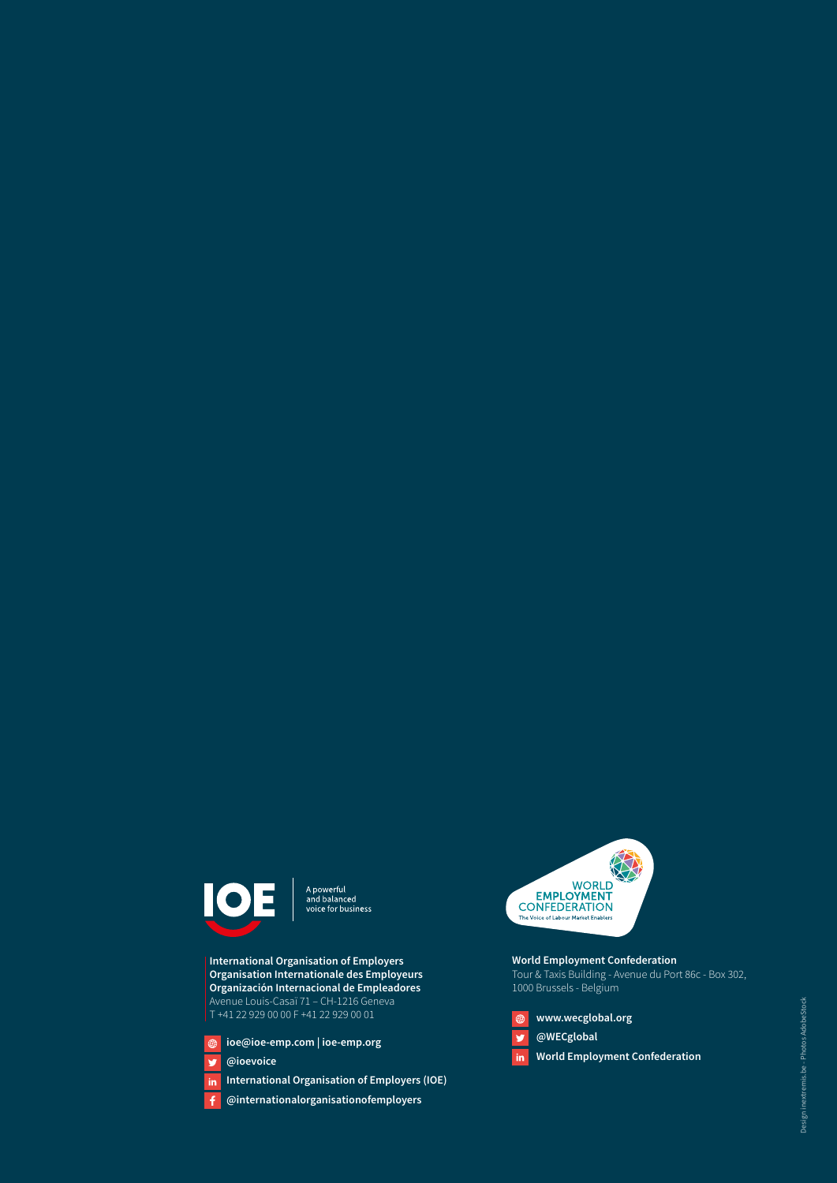IOE

A powerful and balanced voice for business

**International Organisation of Employers**
**Organisation Internationale des Employeurs**
**Organización Internacional de Empleadores**
Avenue Louis-Casaï 71 – CH-1216 Geneva
T +41 22 929 00 00 F +41 22 929 00 01

**ioe@ioe-emp.com | ioe-emp.org**
**@ioevoice**
**International Organisation of Employers (IOE)**
**@internationalorganisationofemployers**

WORLD EMPLOYMENT CONFEDERATION
The Voice of Labour Market Enablers

**World Employment Confederation**
Tour & Taxis Building - Avenue du Port 86c - Box 302,
1000 Brussels - Belgium

**www.wecglobal.org**
**@WECglobal**
**World Employment Confederation**

Design inextremis.be - Photos AdobeStock